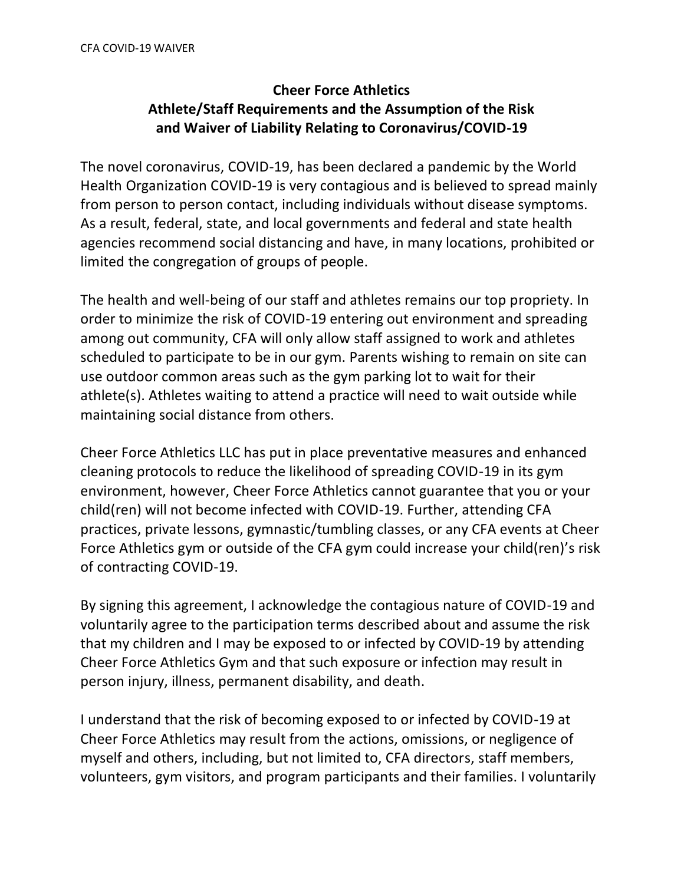### Cheer Force Athletics
### Athlete/Staff Requirements and the Assumption of the Risk and Waiver of Liability Relating to Coronavirus/COVID-19

The novel coronavirus, COVID-19, has been declared a pandemic by the World Health Organization COVID-19 is very contagious and is believed to spread mainly from person to person contact, including individuals without disease symptoms. As a result, federal, state, and local governments and federal and state health agencies recommend social distancing and have, in many locations, prohibited or limited the congregation of groups of people.

The health and well-being of our staff and athletes remains our top propriety. In order to minimize the risk of COVID-19 entering out environment and spreading among out community, CFA will only allow staff assigned to work and athletes scheduled to participate to be in our gym. Parents wishing to remain on site can use outdoor common areas such as the gym parking lot to wait for their athlete(s). Athletes waiting to attend a practice will need to wait outside while maintaining social distance from others.

Cheer Force Athletics LLC has put in place preventative measures and enhanced cleaning protocols to reduce the likelihood of spreading COVID-19 in its gym environment, however, Cheer Force Athletics cannot guarantee that you or your child(ren) will not become infected with COVID-19. Further, attending CFA practices, private lessons, gymnastic/tumbling classes, or any CFA events at Cheer Force Athletics gym or outside of the CFA gym could increase your child(ren)'s risk of contracting COVID-19.

By signing this agreement, I acknowledge the contagious nature of COVID-19 and voluntarily agree to the participation terms described about and assume the risk that my children and I may be exposed to or infected by COVID-19 by attending Cheer Force Athletics Gym and that such exposure or infection may result in person injury, illness, permanent disability, and death.

I understand that the risk of becoming exposed to or infected by COVID-19 at Cheer Force Athletics may result from the actions, omissions, or negligence of myself and others, including, but not limited to, CFA directors, staff members, volunteers, gym visitors, and program participants and their families. I voluntarily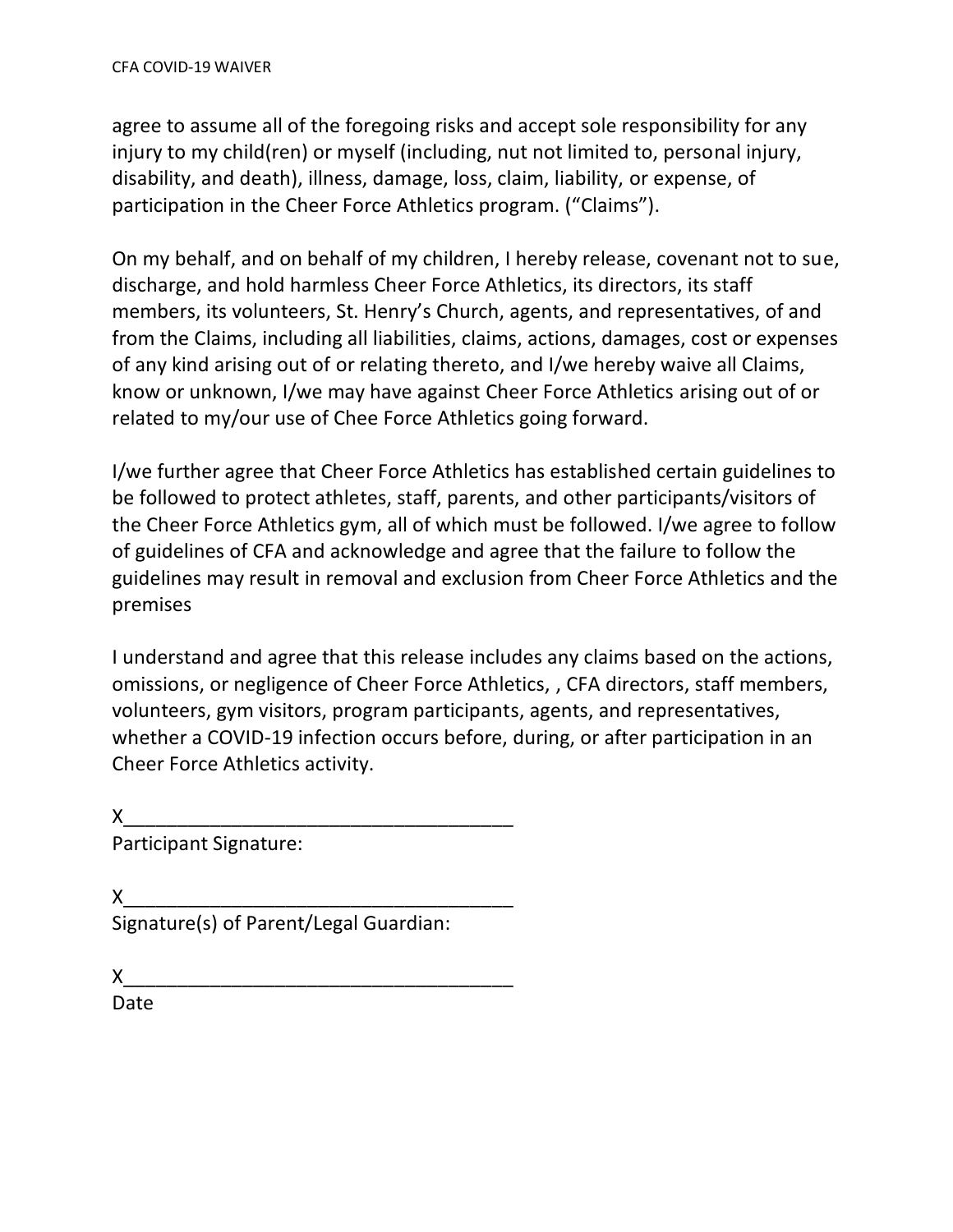agree to assume all of the foregoing risks and accept sole responsibility for any injury to my child(ren) or myself (including, nut not limited to, personal injury, disability, and death), illness, damage, loss, claim, liability, or expense, of participation in the Cheer Force Athletics program. ("Claims").

On my behalf, and on behalf of my children, I hereby release, covenant not to sue, discharge, and hold harmless Cheer Force Athletics, its directors, its staff members, its volunteers, St. Henry's Church, agents, and representatives, of and from the Claims, including all liabilities, claims, actions, damages, cost or expenses of any kind arising out of or relating thereto, and I/we hereby waive all Claims, know or unknown, I/we may have against Cheer Force Athletics arising out of or related to my/our use of Chee Force Athletics going forward.

I/we further agree that Cheer Force Athletics has established certain guidelines to be followed to protect athletes, staff, parents, and other participants/visitors of the Cheer Force Athletics gym, all of which must be followed. I/we agree to follow of guidelines of CFA and acknowledge and agree that the failure to follow the guidelines may result in removal and exclusion from Cheer Force Athletics and the premises

I understand and agree that this release includes any claims based on the actions, omissions, or negligence of Cheer Force Athletics, , CFA directors, staff members, volunteers, gym visitors, program participants, agents, and representatives, whether a COVID-19 infection occurs before, during, or after participation in an Cheer Force Athletics activity.

X___________________________________

Participant Signature:

X___________________________________

Signature(s) of Parent/Legal Guardian:

X___________________________________

Date